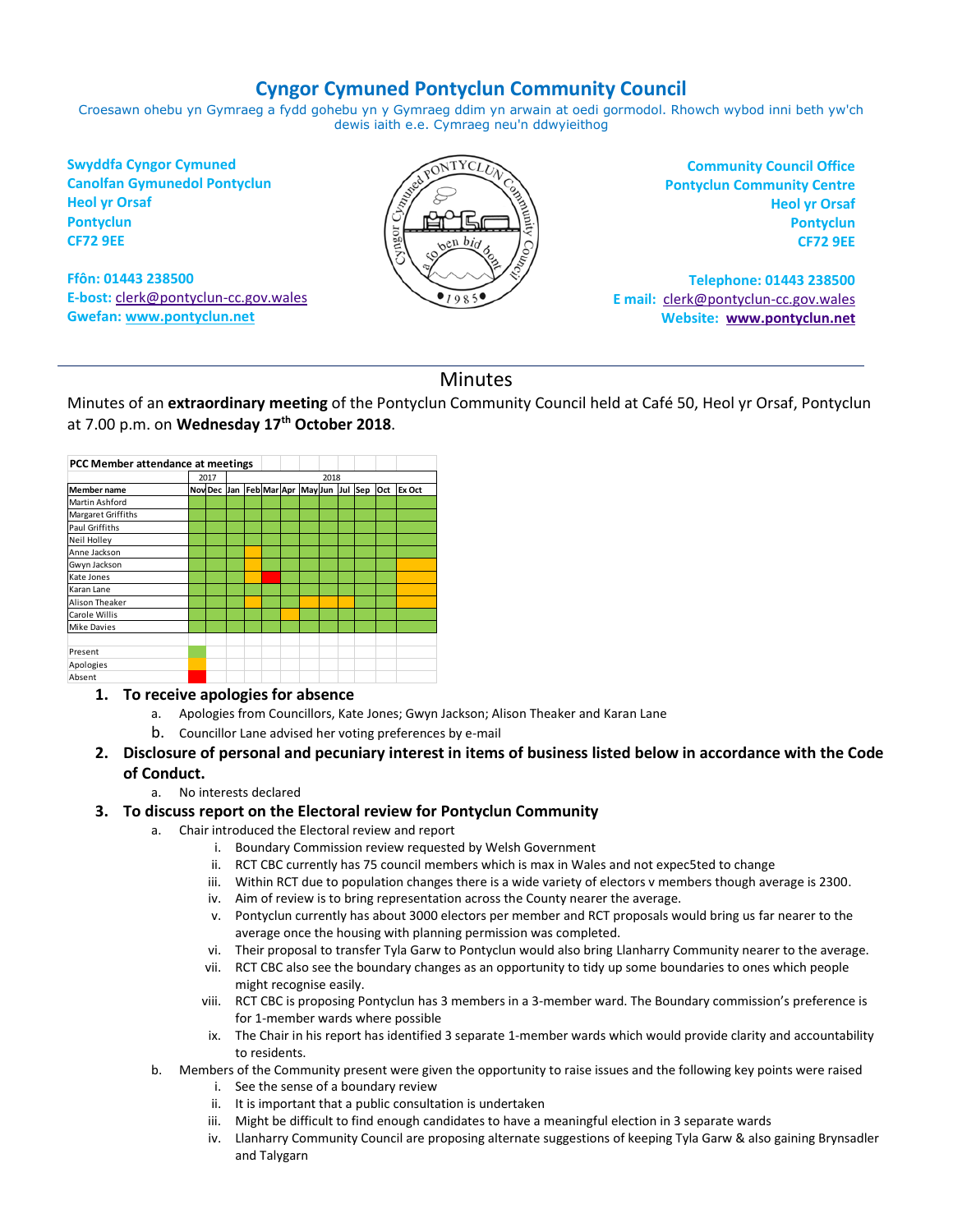# Cyngor Cymuned Pontyclun Community Council

Croesawn ohebu yn Gymraeg a fydd gohebu yn y Gymraeg ddim yn arwain at oedi gormodol. Rhowch wybod inni beth yw'ch dewis iaith e.e. Cymraeg neu'n ddwyieithog

**Swyddfa Cyngor Cymuned**
**Canolfan Gymunedol Pontyclun**
**Heol yr Orsaf**
**Pontyclun**
**CF72 9EE**

**Ffôn: 01443 238500**
**E-bost:** clerk@pontyclun-cc.gov.wales
**Gwefan:** www.pontyclun.net

**Community Council Office**
**Pontyclun Community Centre**
**Heol yr Orsaf**
**Pontyclun**
**CF72 9EE**

**Telephone: 01443 238500**
**E mail:** clerk@pontyclun-cc.gov.wales
**Website:** www.pontyclun.net

---

## Minutes

Minutes of an **extraordinary meeting** of the Pontyclun Community Council held at Café 50, Heol yr Orsaf, Pontyclun at 7.00 p.m. on **Wednesday 17th October 2018**.

**PCC Member attendance at meetings**

| | 2017 | | 2018 | | | | | | | | | |
|---|---|---|---|---|---|---|---|---|---|---|---|---|
| **Member name** | **Nov** | **Dec** | **Jan** | **Feb** | **Mar** | **Apr** | **May** | **Jun** | **Jul** | **Sep** | **Oct** | **Ex Oct** |
| Martin Ashford | Present | Present | Present | Present | Present | Present | Present | Present | Present | Present | Present | Present |
| Margaret Griffiths | Present | Present | Present | Present | Present | Present | Present | Present | Present | Present | Present | Present |
| Paul Griffiths | Present | Present | Present | Present | Present | Present | Present | Present | Present | Present | Present | Present |
| Neil Holley | Present | Present | Present | Present | Present | Present | Present | Present | Present | Present | Present | Present |
| Anne Jackson | Present | Present | Present | Apologies | Present | Present | Present | Present | Present | Present | Present | Present |
| Gwyn Jackson | Present | Present | Present | Present | Present | Present | Present | Present | Present | Present | Present | Apologies |
| Kate Jones | Present | Present | Present | Apologies | Absent | Present | Present | Present | Present | Present | Present | Apologies |
| Karan Lane | Present | Present | Present | Present | Present | Present | Present | Present | Present | Present | Present | Apologies |
| Alison Theaker | Present | Present | Present | Apologies | Present | Present | Apologies | Apologies | Apologies | Present | Present | Apologies |
| Carole Willis | Present | Present | Present | Present | Present | Apologies | Present | Present | Present | Present | Present | Present |
| Mike Davies | Present | Present | Present | Present | Present | Present | Present | Present | Present | Present | Present | Present |

Key: Present (green); Apologies (amber); Absent (red)

1. **To receive apologies for absence**
    a. Apologies from Councillors, Kate Jones; Gwyn Jackson; Alison Theaker and Karan Lane
    b. Councillor Lane advised her voting preferences by e-mail
2. **Disclosure of personal and pecuniary interest in items of business listed below in accordance with the Code of Conduct.**
    a. No interests declared
3. **To discuss report on the Electoral review for Pontyclun Community**
    a. Chair introduced the Electoral review and report
        i. Boundary Commission review requested by Welsh Government
        ii. RCT CBC currently has 75 council members which is max in Wales and not expec5ted to change
        iii. Within RCT due to population changes there is a wide variety of electors v members though average is 2300.
        iv. Aim of review is to bring representation across the County nearer the average.
        v. Pontyclun currently has about 3000 electors per member and RCT proposals would bring us far nearer to the average once the housing with planning permission was completed.
        vi. Their proposal to transfer Tyla Garw to Pontyclun would also bring Llanharry Community nearer to the average.
        vii. RCT CBC also see the boundary changes as an opportunity to tidy up some boundaries to ones which people might recognise easily.
        viii. RCT CBC is proposing Pontyclun has 3 members in a 3-member ward. The Boundary commission's preference is for 1-member wards where possible
        ix. The Chair in his report has identified 3 separate 1-member wards which would provide clarity and accountability to residents.
    b. Members of the Community present were given the opportunity to raise issues and the following key points were raised
        i. See the sense of a boundary review
        ii. It is important that a public consultation is undertaken
        iii. Might be difficult to find enough candidates to have a meaningful election in 3 separate wards
        iv. Llanharry Community Council are proposing alternate suggestions of keeping Tyla Garw & also gaining Brynsadler and Talygarn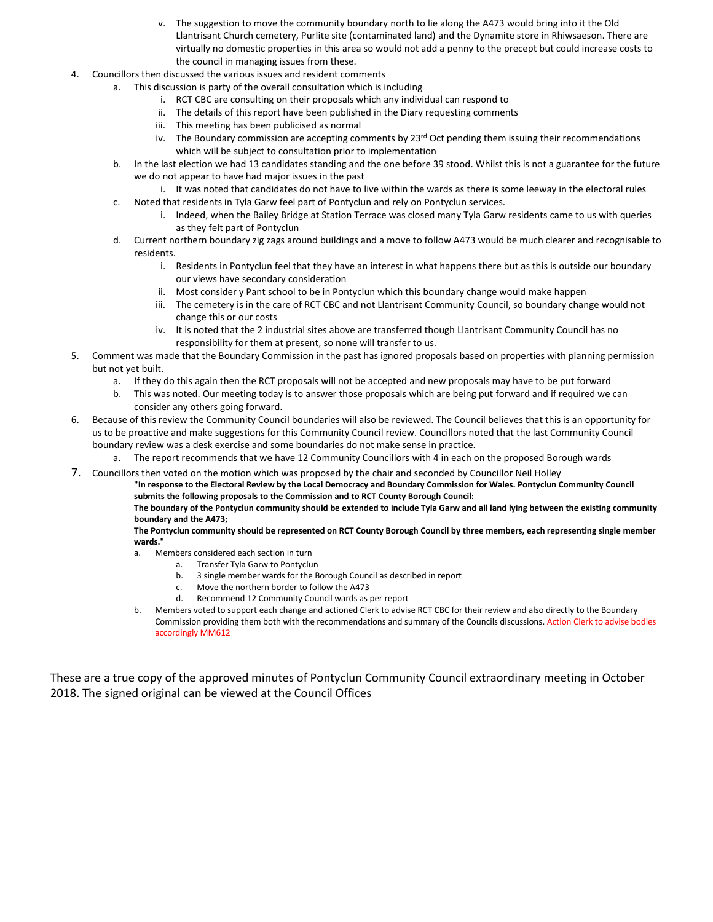v. The suggestion to move the community boundary north to lie along the A473 would bring into it the Old Llantrisant Church cemetery, Purlite site (contaminated land) and the Dynamite store in Rhiwsaeson. There are virtually no domestic properties in this area so would not add a penny to the precept but could increase costs to the council in managing issues from these.

4. Councillors then discussed the various issues and resident comments
   a. This discussion is party of the overall consultation which is including
      i. RCT CBC are consulting on their proposals which any individual can respond to
      ii. The details of this report have been published in the Diary requesting comments
      iii. This meeting has been publicised as normal
      iv. The Boundary commission are accepting comments by 23rd Oct pending them issuing their recommendations which will be subject to consultation prior to implementation
   b. In the last election we had 13 candidates standing and the one before 39 stood. Whilst this is not a guarantee for the future we do not appear to have had major issues in the past
      i. It was noted that candidates do not have to live within the wards as there is some leeway in the electoral rules
   c. Noted that residents in Tyla Garw feel part of Pontyclun and rely on Pontyclun services.
      i. Indeed, when the Bailey Bridge at Station Terrace was closed many Tyla Garw residents came to us with queries as they felt part of Pontyclun
   d. Current northern boundary zig zags around buildings and a move to follow A473 would be much clearer and recognisable to residents.
      i. Residents in Pontyclun feel that they have an interest in what happens there but as this is outside our boundary our views have secondary consideration
      ii. Most consider y Pant school to be in Pontyclun which this boundary change would make happen
      iii. The cemetery is in the care of RCT CBC and not Llantrisant Community Council, so boundary change would not change this or our costs
      iv. It is noted that the 2 industrial sites above are transferred though Llantrisant Community Council has no responsibility for them at present, so none will transfer to us.

5. Comment was made that the Boundary Commission in the past has ignored proposals based on properties with planning permission but not yet built.
   a. If they do this again then the RCT proposals will not be accepted and new proposals may have to be put forward
   b. This was noted. Our meeting today is to answer those proposals which are being put forward and if required we can consider any others going forward.

6. Because of this review the Community Council boundaries will also be reviewed. The Council believes that this is an opportunity for us to be proactive and make suggestions for this Community Council review. Councillors noted that the last Community Council boundary review was a desk exercise and some boundaries do not make sense in practice.
   a. The report recommends that we have 12 Community Councillors with 4 in each on the proposed Borough wards

7. Councillors then voted on the motion which was proposed by the chair and seconded by Councillor Neil Holley

   **"In response to the Electoral Review by the Local Democracy and Boundary Commission for Wales. Pontyclun Community Council submits the following proposals to the Commission and to RCT County Borough Council:**
   **The boundary of the Pontyclun community should be extended to include Tyla Garw and all land lying between the existing community boundary and the A473;**
   **The Pontyclun community should be represented on RCT County Borough Council by three members, each representing single member wards."**

   a. Members considered each section in turn
      a. Transfer Tyla Garw to Pontyclun
      b. 3 single member wards for the Borough Council as described in report
      c. Move the northern border to follow the A473
      d. Recommend 12 Community Council wards as per report
   b. Members voted to support each change and actioned Clerk to advise RCT CBC for their review and also directly to the Boundary Commission providing them both with the recommendations and summary of the Councils discussions. Action Clerk to advise bodies accordingly MM612

These are a true copy of the approved minutes of Pontyclun Community Council extraordinary meeting in October 2018. The signed original can be viewed at the Council Offices